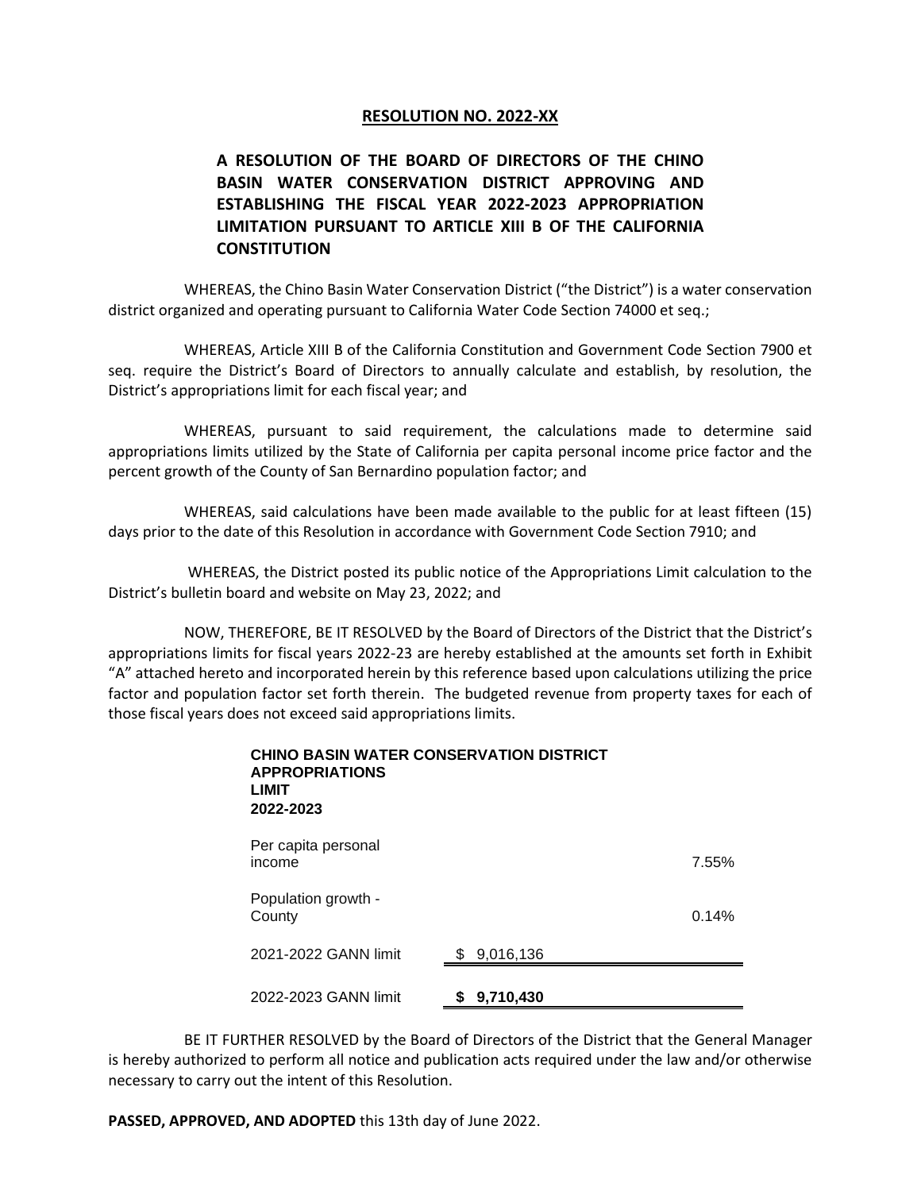**RESOLUTION NO. 2022-XX**

**A RESOLUTION OF THE BOARD OF DIRECTORS OF THE CHINO BASIN WATER CONSERVATION DISTRICT APPROVING AND ESTABLISHING THE FISCAL YEAR 2022-2023 APPROPRIATION LIMITATION PURSUANT TO ARTICLE XIII B OF THE CALIFORNIA CONSTITUTION**

WHEREAS, the Chino Basin Water Conservation District ("the District") is a water conservation district organized and operating pursuant to California Water Code Section 74000 et seq.;

WHEREAS, Article XIII B of the California Constitution and Government Code Section 7900 et seq. require the District's Board of Directors to annually calculate and establish, by resolution, the District's appropriations limit for each fiscal year; and

WHEREAS, pursuant to said requirement, the calculations made to determine said appropriations limits utilized by the State of California per capita personal income price factor and the percent growth of the County of San Bernardino population factor; and

WHEREAS, said calculations have been made available to the public for at least fifteen (15) days prior to the date of this Resolution in accordance with Government Code Section 7910; and

WHEREAS, the District posted its public notice of the Appropriations Limit calculation to the District's bulletin board and website on May 23, 2022; and

NOW, THEREFORE, BE IT RESOLVED by the Board of Directors of the District that the District's appropriations limits for fiscal years 2022-23 are hereby established at the amounts set forth in Exhibit "A" attached hereto and incorporated herein by this reference based upon calculations utilizing the price factor and population factor set forth therein. The budgeted revenue from property taxes for each of those fiscal years does not exceed said appropriations limits.

**CHINO BASIN WATER CONSERVATION DISTRICT**
**APPROPRIATIONS LIMIT**
**2022-2023**

| | | |
|---|---|---|
| Per capita personal income | | 7.55% |
| Population growth - County | | 0.14% |
| 2021-2022 GANN limit | $ 9,016,136 | |
| 2022-2023 GANN limit | **$ 9,710,430** | |

BE IT FURTHER RESOLVED by the Board of Directors of the District that the General Manager is hereby authorized to perform all notice and publication acts required under the law and/or otherwise necessary to carry out the intent of this Resolution.

**PASSED, APPROVED, AND ADOPTED** this 13th day of June 2022.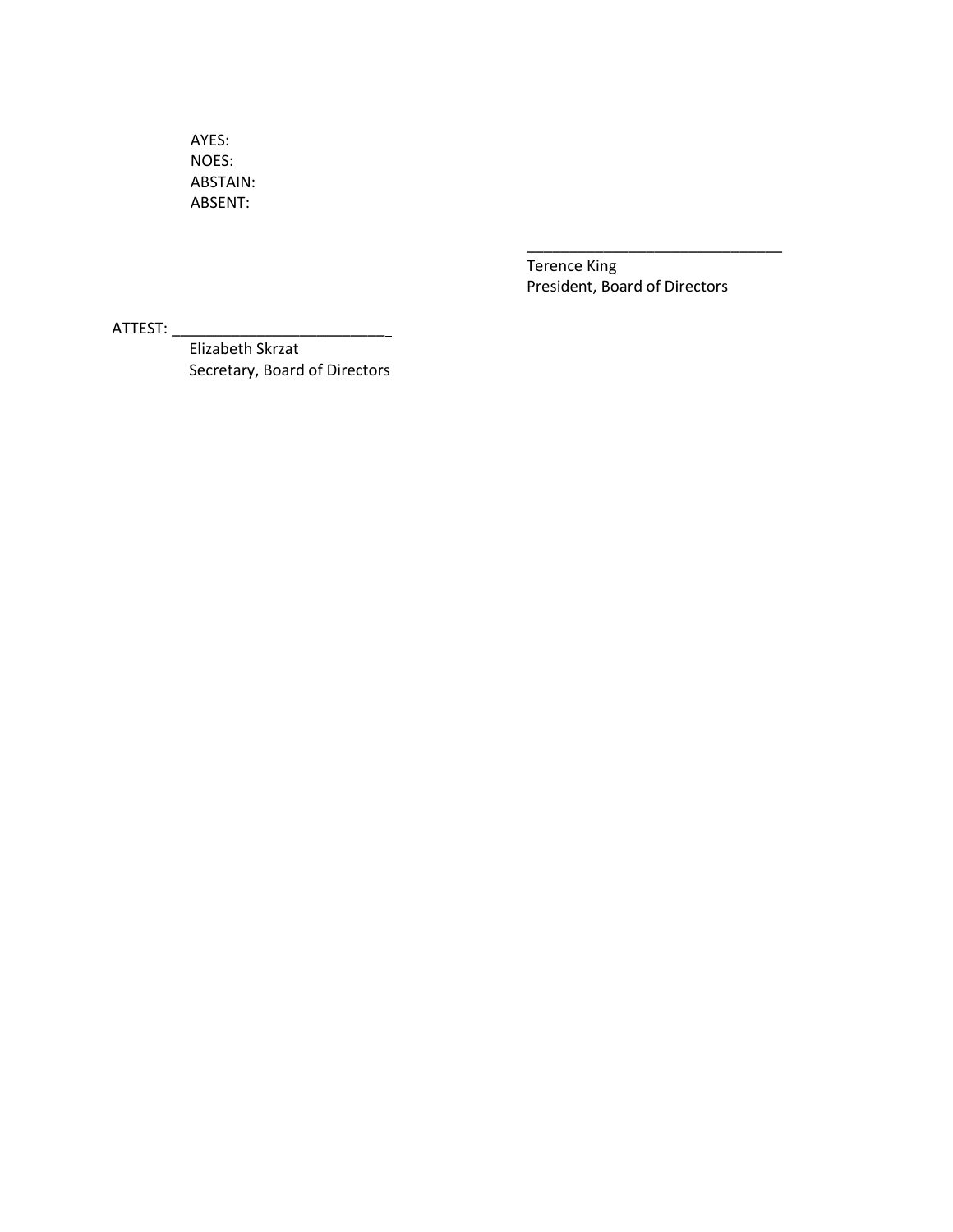AYES:
NOES:
ABSTAIN:
ABSENT:

_______________________________
Terence King
President, Board of Directors

ATTEST: __________________________
Elizabeth Skrzat
Secretary, Board of Directors